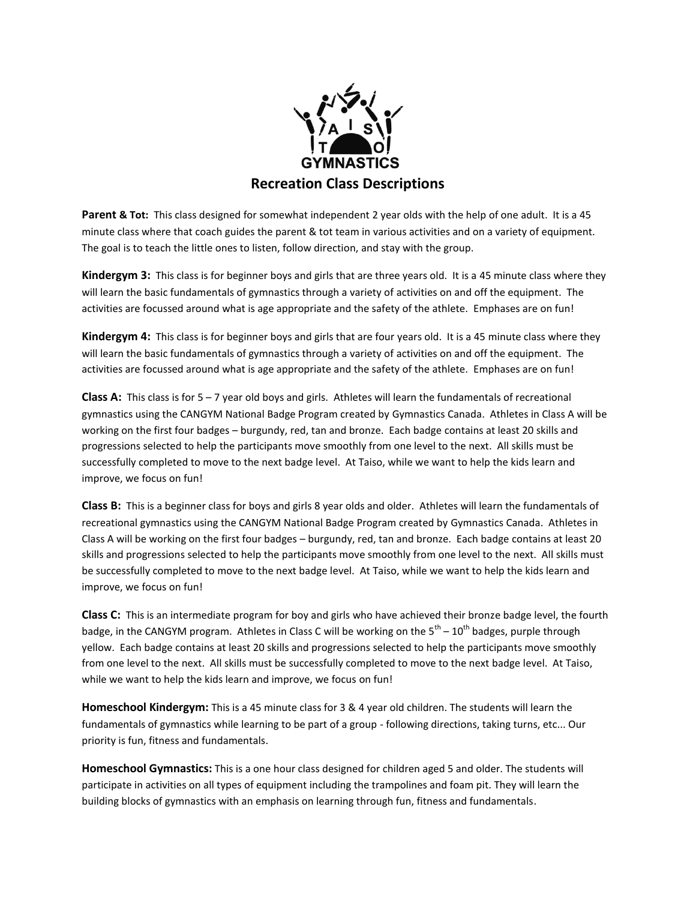TAISO GYMNASTICS

# Recreation Class Descriptions

**Parent & Tot:** This class designed for somewhat independent 2 year olds with the help of one adult. It is a 45 minute class where that coach guides the parent & tot team in various activities and on a variety of equipment. The goal is to teach the little ones to listen, follow direction, and stay with the group.

**Kindergym 3:** This class is for beginner boys and girls that are three years old. It is a 45 minute class where they will learn the basic fundamentals of gymnastics through a variety of activities on and off the equipment. The activities are focussed around what is age appropriate and the safety of the athlete. Emphases are on fun!

**Kindergym 4:** This class is for beginner boys and girls that are four years old. It is a 45 minute class where they will learn the basic fundamentals of gymnastics through a variety of activities on and off the equipment. The activities are focussed around what is age appropriate and the safety of the athlete. Emphases are on fun!

**Class A:** This class is for 5 – 7 year old boys and girls. Athletes will learn the fundamentals of recreational gymnastics using the CANGYM National Badge Program created by Gymnastics Canada. Athletes in Class A will be working on the first four badges – burgundy, red, tan and bronze. Each badge contains at least 20 skills and progressions selected to help the participants move smoothly from one level to the next. All skills must be successfully completed to move to the next badge level. At Taiso, while we want to help the kids learn and improve, we focus on fun!

**Class B:** This is a beginner class for boys and girls 8 year olds and older. Athletes will learn the fundamentals of recreational gymnastics using the CANGYM National Badge Program created by Gymnastics Canada. Athletes in Class A will be working on the first four badges – burgundy, red, tan and bronze. Each badge contains at least 20 skills and progressions selected to help the participants move smoothly from one level to the next. All skills must be successfully completed to move to the next badge level. At Taiso, while we want to help the kids learn and improve, we focus on fun!

**Class C:** This is an intermediate program for boy and girls who have achieved their bronze badge level, the fourth badge, in the CANGYM program. Athletes in Class C will be working on the 5th – 10th badges, purple through yellow. Each badge contains at least 20 skills and progressions selected to help the participants move smoothly from one level to the next. All skills must be successfully completed to move to the next badge level. At Taiso, while we want to help the kids learn and improve, we focus on fun!

**Homeschool Kindergym:** This is a 45 minute class for 3 & 4 year old children. The students will learn the fundamentals of gymnastics while learning to be part of a group - following directions, taking turns, etc... Our priority is fun, fitness and fundamentals.

**Homeschool Gymnastics:** This is a one hour class designed for children aged 5 and older. The students will participate in activities on all types of equipment including the trampolines and foam pit. They will learn the building blocks of gymnastics with an emphasis on learning through fun, fitness and fundamentals.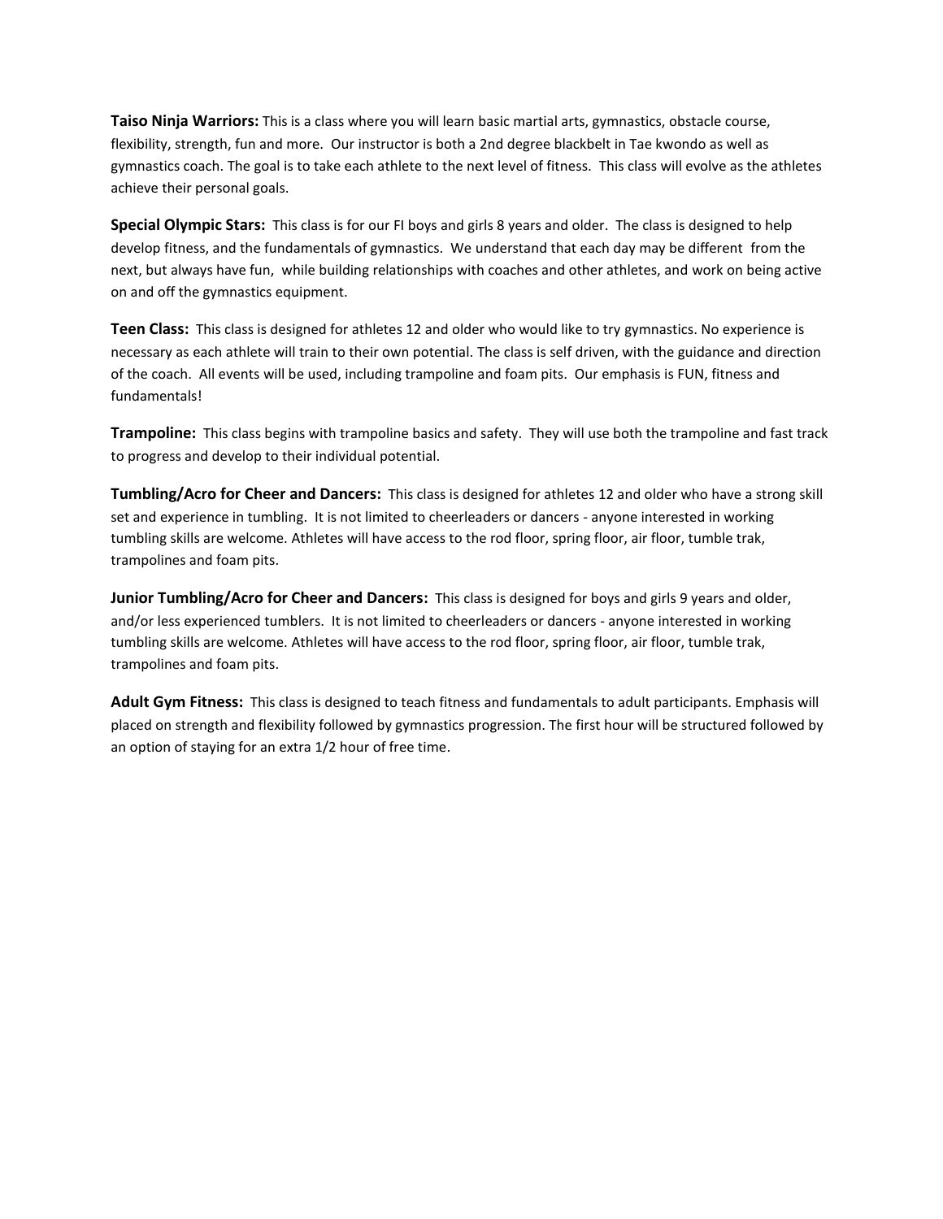**Taiso Ninja Warriors:** This is a class where you will learn basic martial arts, gymnastics, obstacle course, flexibility, strength, fun and more. Our instructor is both a 2nd degree blackbelt in Tae kwondo as well as gymnastics coach. The goal is to take each athlete to the next level of fitness. This class will evolve as the athletes achieve their personal goals.

**Special Olympic Stars:** This class is for our FI boys and girls 8 years and older. The class is designed to help develop fitness, and the fundamentals of gymnastics. We understand that each day may be different from the next, but always have fun, while building relationships with coaches and other athletes, and work on being active on and off the gymnastics equipment.

**Teen Class:** This class is designed for athletes 12 and older who would like to try gymnastics. No experience is necessary as each athlete will train to their own potential. The class is self driven, with the guidance and direction of the coach. All events will be used, including trampoline and foam pits. Our emphasis is FUN, fitness and fundamentals!

**Trampoline:** This class begins with trampoline basics and safety. They will use both the trampoline and fast track to progress and develop to their individual potential.

**Tumbling/Acro for Cheer and Dancers:** This class is designed for athletes 12 and older who have a strong skill set and experience in tumbling. It is not limited to cheerleaders or dancers - anyone interested in working tumbling skills are welcome. Athletes will have access to the rod floor, spring floor, air floor, tumble trak, trampolines and foam pits.

**Junior Tumbling/Acro for Cheer and Dancers:** This class is designed for boys and girls 9 years and older, and/or less experienced tumblers. It is not limited to cheerleaders or dancers - anyone interested in working tumbling skills are welcome. Athletes will have access to the rod floor, spring floor, air floor, tumble trak, trampolines and foam pits.

**Adult Gym Fitness:** This class is designed to teach fitness and fundamentals to adult participants. Emphasis will placed on strength and flexibility followed by gymnastics progression. The first hour will be structured followed by an option of staying for an extra 1/2 hour of free time.